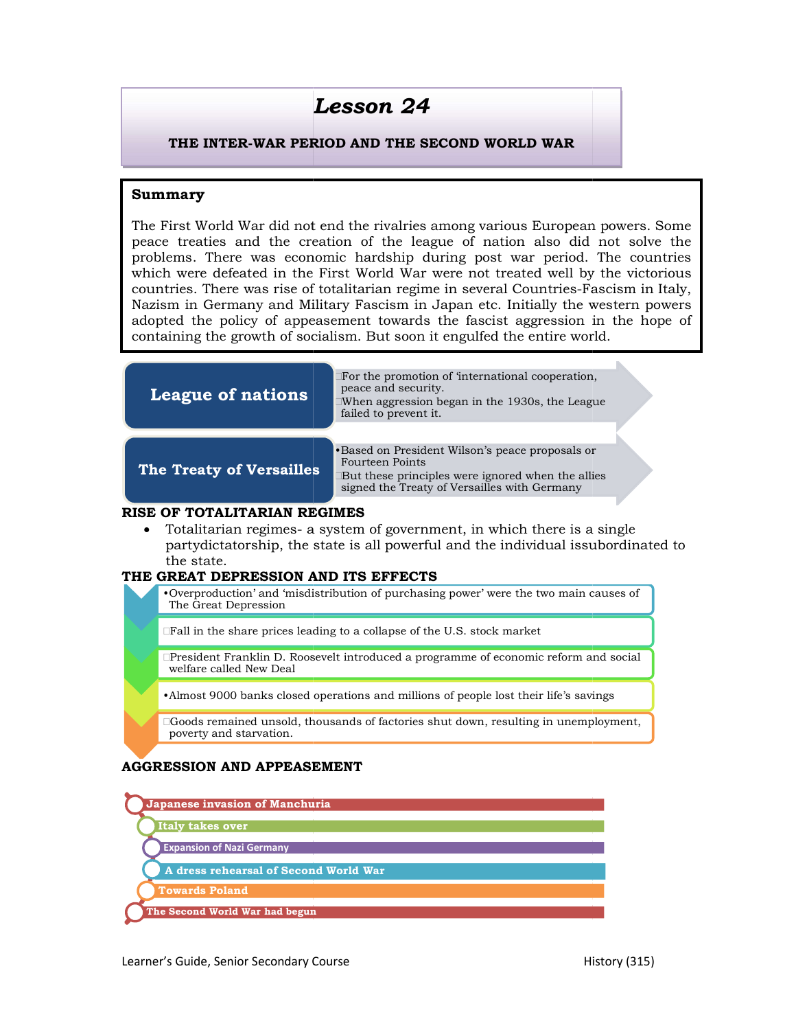# Lesson 24

## THE INTER-WAR PERIOD AND THE SECOND WORLD WAR

**Summary**

The First World War did not end the rivalries among various European powers. Some peace treaties and the creation of the league of nation also did not solve the problems. There was economic hardship during post war period. The countries which were defeated in the First World War were not treated well by the victorious countries. There was rise of totalitarian regime in several Countries-Fascism in Italy, Nazism in Germany and Military Fascism in Japan etc. Initially the western powers adopted the policy of appeasement towards the fascist aggression in the hope of containing the growth of socialism. But soon it engulfed the entire world.

**League of nations**

- For the promotion of 'international cooperation, peace and security.
- When aggression began in the 1930s, the League failed to prevent it.

**The Treaty of Versailles**

- Based on President Wilson's peace proposals or Fourteen Points
- But these principles were ignored when the allies signed the Treaty of Versailles with Germany

### RISE OF TOTALITARIAN REGIMES

- Totalitarian regimes- a system of government, in which there is a single partydictatorship, the state is all powerful and the individual issubordinated to the state.

### THE GREAT DEPRESSION AND ITS EFFECTS

- Overproduction' and 'misdistribution of purchasing power' were the two main causes of The Great Depression
- Fall in the share prices leading to a collapse of the U.S. stock market
- President Franklin D. Roosevelt introduced a programme of economic reform and social welfare called New Deal
- Almost 9000 banks closed operations and millions of people lost their life's savings
- Goods remained unsold, thousands of factories shut down, resulting in unemployment, poverty and starvation.

### AGGRESSION AND APPEASEMENT

- Japanese invasion of Manchuria
- Italy takes over
- Expansion of Nazi Germany
- A dress rehearsal of Second World War
- Towards Poland
- The Second World War had begun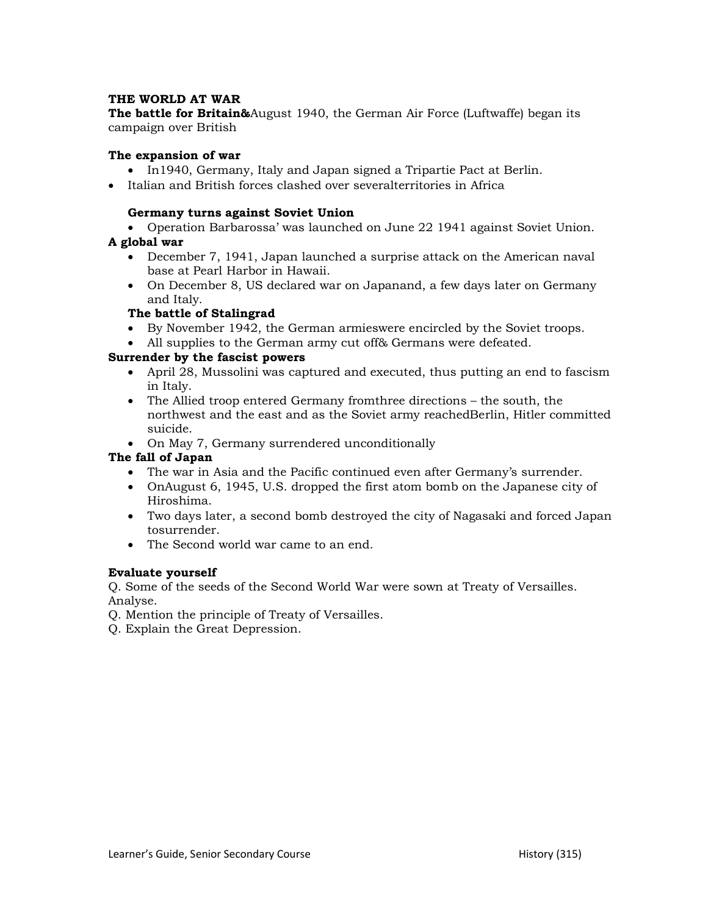**THE WORLD AT WAR**

**The battle for Britain&**August 1940, the German Air Force (Luftwaffe) began its campaign over British

**The expansion of war**

- In1940, Germany, Italy and Japan signed a Tripartie Pact at Berlin.
- Italian and British forces clashed over severalterritories in Africa

**Germany turns against Soviet Union**

- Operation Barbarossa' was launched on June 22 1941 against Soviet Union.

**A global war**

- December 7, 1941, Japan launched a surprise attack on the American naval base at Pearl Harbor in Hawaii.
- On December 8, US declared war on Japanand, a few days later on Germany and Italy.

**The battle of Stalingrad**

- By November 1942, the German armieswere encircled by the Soviet troops.
- All supplies to the German army cut off& Germans were defeated.

**Surrender by the fascist powers**

- April 28, Mussolini was captured and executed, thus putting an end to fascism in Italy.
- The Allied troop entered Germany fromthree directions – the south, the northwest and the east and as the Soviet army reachedBerlin, Hitler committed suicide.
- On May 7, Germany surrendered unconditionally

**The fall of Japan**

- The war in Asia and the Pacific continued even after Germany's surrender.
- OnAugust 6, 1945, U.S. dropped the first atom bomb on the Japanese city of Hiroshima.
- Two days later, a second bomb destroyed the city of Nagasaki and forced Japan tosurrender.
- The Second world war came to an end.

**Evaluate yourself**

Q. Some of the seeds of the Second World War were sown at Treaty of Versailles. Analyse.

Q. Mention the principle of Treaty of Versailles.

Q. Explain the Great Depression.